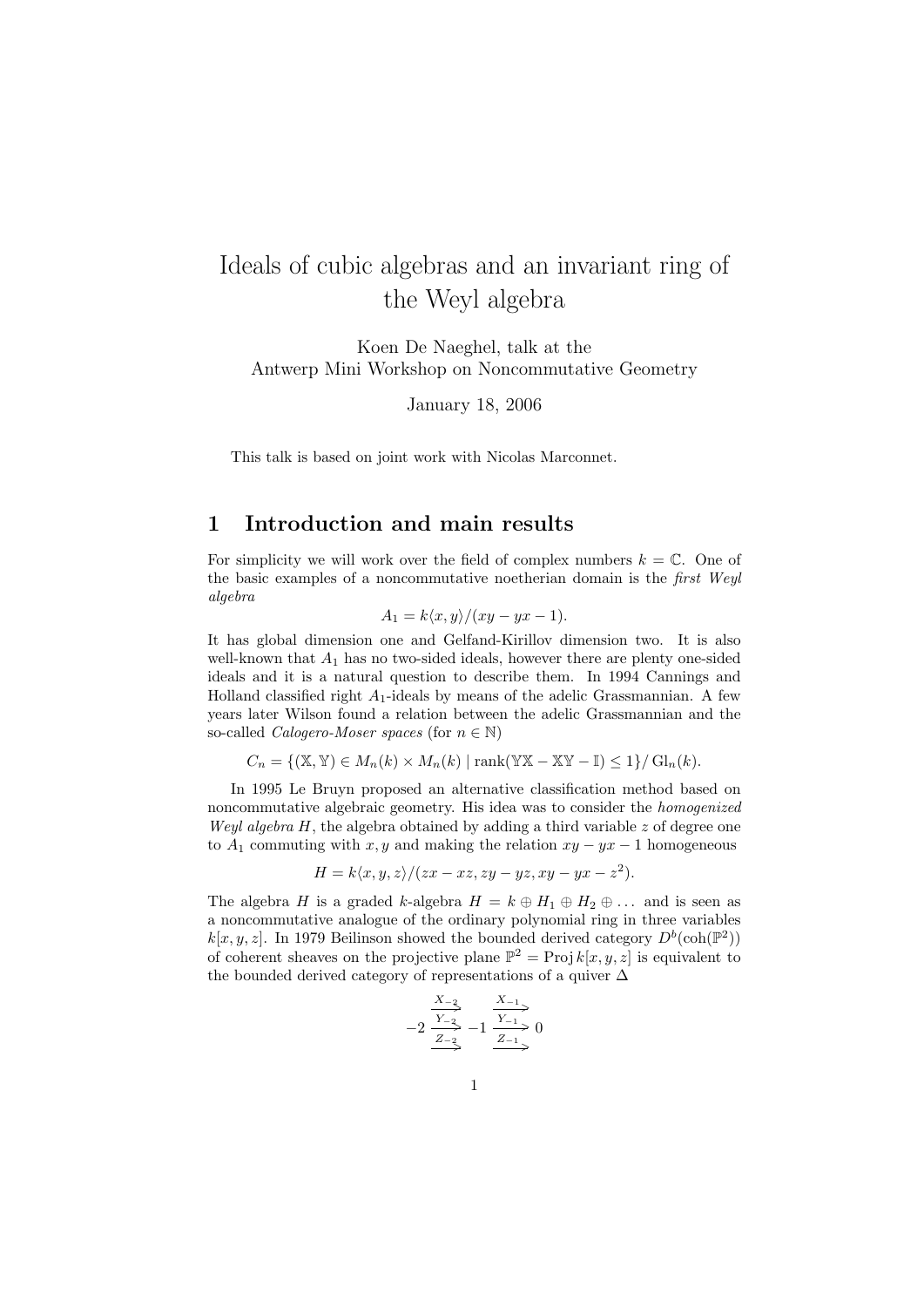# Ideals of cubic algebras and an invariant ring of the Weyl algebra

Koen De Naeghel, talk at the
Antwerp Mini Workshop on Noncommutative Geometry

January 18, 2006

This talk is based on joint work with Nicolas Marconnet.

## 1 Introduction and main results

For simplicity we will work over the field of complex numbers $k = \mathbb{C}$. One of the basic examples of a noncommutative noetherian domain is the *first Weyl algebra*

$$A_1 = k\langle x, y\rangle/(xy - yx - 1).$$

It has global dimension one and Gelfand-Kirillov dimension two. It is also well-known that $A_1$ has no two-sided ideals, however there are plenty one-sided ideals and it is a natural question to describe them. In 1994 Cannings and Holland classified right $A_1$-ideals by means of the adelic Grassmannian. A few years later Wilson found a relation between the adelic Grassmannian and the so-called *Calogero-Moser spaces* (for $n \in \mathbb{N}$)

$$C_n = \{(\mathbb{X}, \mathbb{Y}) \in M_n(k) \times M_n(k) \mid \operatorname{rank}(\mathbb{Y}\mathbb{X} - \mathbb{X}\mathbb{Y} - \mathbb{I}) \leq 1\}/\operatorname{Gl}_n(k).$$

In 1995 Le Bruyn proposed an alternative classification method based on noncommutative algebraic geometry. His idea was to consider the *homogenized Weyl algebra* $H$, the algebra obtained by adding a third variable $z$ of degree one to $A_1$ commuting with $x, y$ and making the relation $xy - yx - 1$ homogeneous

$$H = k\langle x, y, z\rangle/(zx - xz, zy - yz, xy - yx - z^2).$$

The algebra $H$ is a graded $k$-algebra $H = k \oplus H_1 \oplus H_2 \oplus \dots$ and is seen as a noncommutative analogue of the ordinary polynomial ring in three variables $k[x, y, z]$. In 1979 Beilinson showed the bounded derived category $D^b(\operatorname{coh}(\mathbb{P}^2))$ of coherent sheaves on the projective plane $\mathbb{P}^2 = \operatorname{Proj} k[x, y, z]$ is equivalent to the bounded derived category of representations of a quiver $\Delta$

$$-2 \underset{Z_{-2}}{\overset{X_{-2}}{\underset{Y_{-2}}{\rightrightarrows}}} -1 \underset{Z_{-1}}{\overset{X_{-1}}{\underset{Y_{-1}}{\rightrightarrows}}} 0$$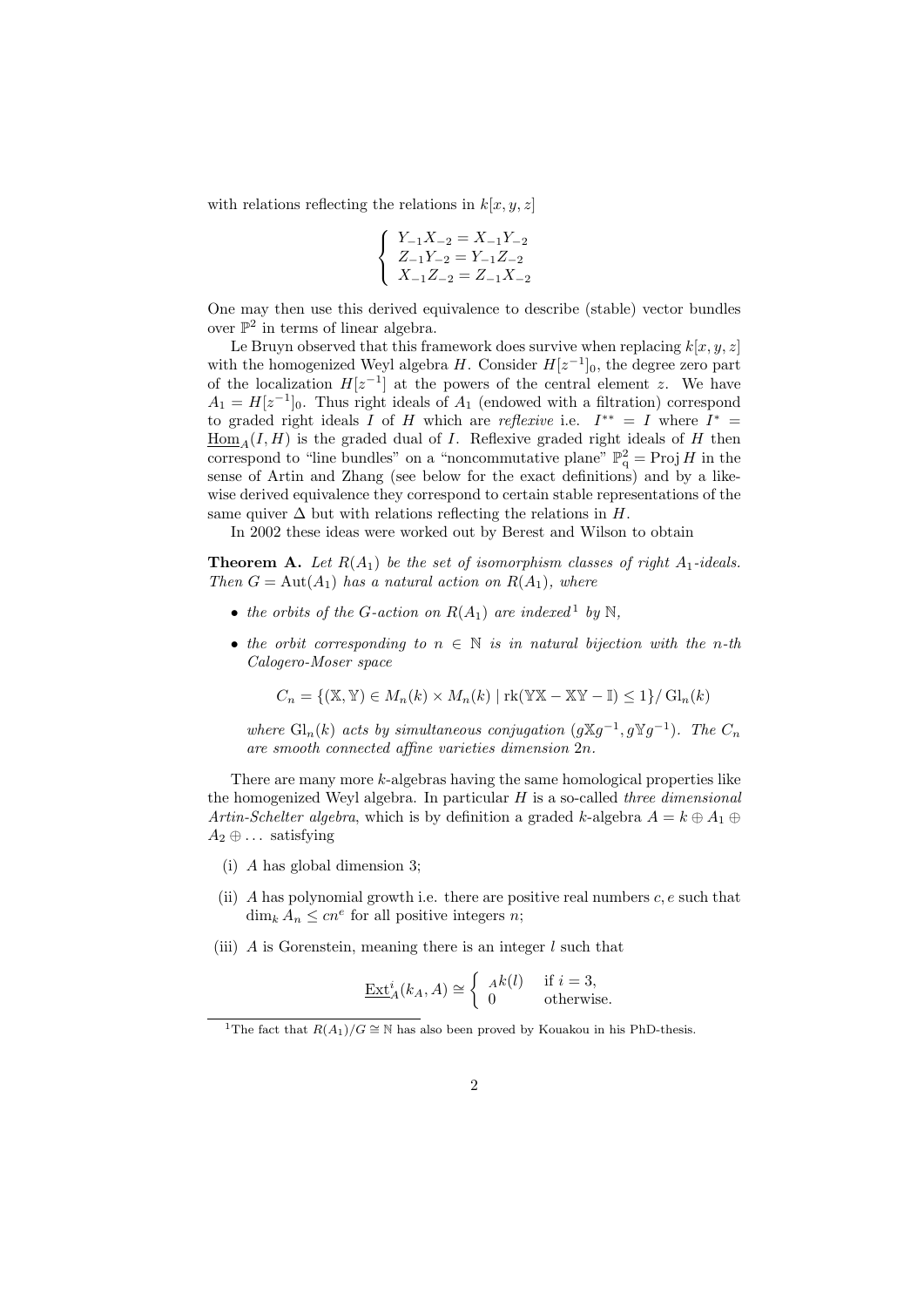with relations reflecting the relations in $k[x, y, z]$

$$\left\{ \begin{array}{l} Y_{-1}X_{-2} = X_{-1}Y_{-2} \\ Z_{-1}Y_{-2} = Y_{-1}Z_{-2} \\ X_{-1}Z_{-2} = Z_{-1}X_{-2} \end{array} \right.$$

One may then use this derived equivalence to describe (stable) vector bundles over $\mathbb{P}^2$ in terms of linear algebra.

Le Bruyn observed that this framework does survive when replacing $k[x, y, z]$ with the homogenized Weyl algebra $H$. Consider $H[z^{-1}]_0$, the degree zero part of the localization $H[z^{-1}]$ at the powers of the central element $z$. We have $A_1 = H[z^{-1}]_0$. Thus right ideals of $A_1$ (endowed with a filtration) correspond to graded right ideals $I$ of $H$ which are *reflexive* i.e. $I^{**} = I$ where $I^* = \underline{\mathrm{Hom}}_A(I, H)$ is the graded dual of $I$. Reflexive graded right ideals of $H$ then correspond to "line bundles" on a "noncommutative plane" $\mathbb{P}^2_q = \mathrm{Proj}\, H$ in the sense of Artin and Zhang (see below for the exact definitions) and by a likewise derived equivalence they correspond to certain stable representations of the same quiver $\Delta$ but with relations reflecting the relations in $H$.

In 2002 these ideas were worked out by Berest and Wilson to obtain

**Theorem A.** *Let $R(A_1)$ be the set of isomorphism classes of right $A_1$-ideals. Then $G = \mathrm{Aut}(A_1)$ has a natural action on $R(A_1)$, where*

- *the orbits of the $G$-action on $R(A_1)$ are indexed*[1] *by $\mathbb{N}$,*
- *the orbit corresponding to $n \in \mathbb{N}$ is in natural bijection with the $n$-th Calogero-Moser space*

$$C_n = \{(\mathbb{X}, \mathbb{Y}) \in M_n(k) \times M_n(k) \mid \mathrm{rk}(\mathbb{Y}\mathbb{X} - \mathbb{X}\mathbb{Y} - \mathbb{I}) \leq 1\} / \mathrm{Gl}_n(k)$$

*where $\mathrm{Gl}_n(k)$ acts by simultaneous conjugation $(g\mathbb{X}g^{-1}, g\mathbb{Y}g^{-1})$. The $C_n$ are smooth connected affine varieties dimension $2n$.*

There are many more $k$-algebras having the same homological properties like the homogenized Weyl algebra. In particular $H$ is a so-called *three dimensional Artin-Schelter algebra*, which is by definition a graded $k$-algebra $A = k \oplus A_1 \oplus A_2 \oplus \ldots$ satisfying

(i) $A$ has global dimension 3;

(ii) $A$ has polynomial growth i.e. there are positive real numbers $c, e$ such that $\dim_k A_n \leq cn^e$ for all positive integers $n$;

(iii) $A$ is Gorenstein, meaning there is an integer $l$ such that

$$\underline{\mathrm{Ext}}^i_A(k_A, A) \cong \left\{ \begin{array}{ll} {}_Ak(l) & \text{if } i = 3, \\ 0 & \text{otherwise.} \end{array} \right.$$

[1] The fact that $R(A_1)/G \cong \mathbb{N}$ has also been proved by Kouakou in his PhD-thesis.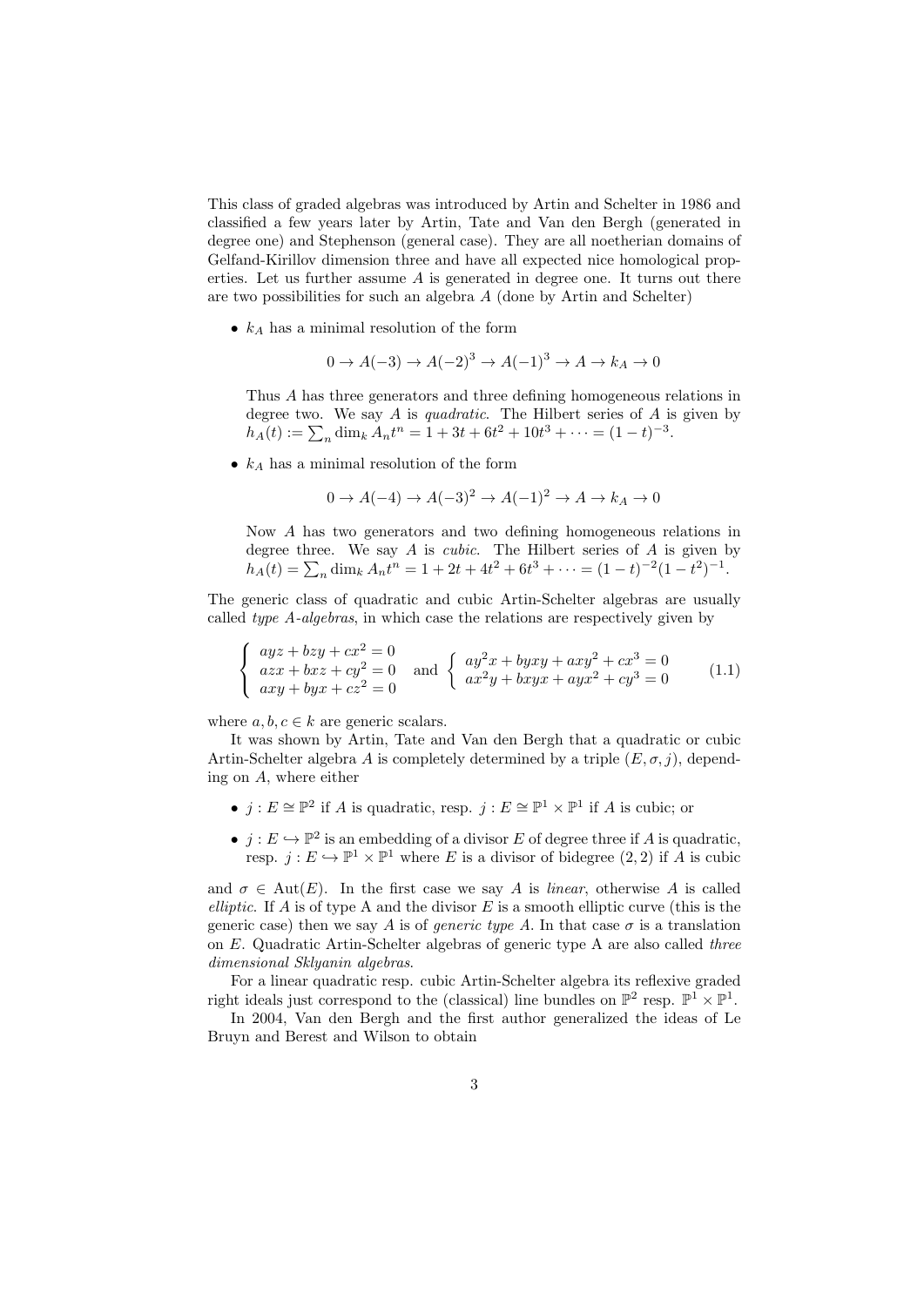This class of graded algebras was introduced by Artin and Schelter in 1986 and classified a few years later by Artin, Tate and Van den Bergh (generated in degree one) and Stephenson (general case). They are all noetherian domains of Gelfand-Kirillov dimension three and have all expected nice homological properties. Let us further assume $A$ is generated in degree one. It turns out there are two possibilities for such an algebra $A$ (done by Artin and Schelter)

- $k_A$ has a minimal resolution of the form

  $$0 \to A(-3) \to A(-2)^3 \to A(-1)^3 \to A \to k_A \to 0$$

  Thus $A$ has three generators and three defining homogeneous relations in degree two. We say $A$ is *quadratic*. The Hilbert series of $A$ is given by $h_A(t) := \sum_n \dim_k A_n t^n = 1 + 3t + 6t^2 + 10t^3 + \cdots = (1-t)^{-3}$.

- $k_A$ has a minimal resolution of the form

  $$0 \to A(-4) \to A(-3)^2 \to A(-1)^2 \to A \to k_A \to 0$$

  Now $A$ has two generators and two defining homogeneous relations in degree three. We say $A$ is *cubic*. The Hilbert series of $A$ is given by $h_A(t) = \sum_n \dim_k A_n t^n = 1 + 2t + 4t^2 + 6t^3 + \cdots = (1-t)^{-2}(1-t^2)^{-1}$.

The generic class of quadratic and cubic Artin-Schelter algebras are usually called *type A-algebras*, in which case the relations are respectively given by

$$\left\{ \begin{array}{l} ayz + bzy + cx^2 = 0 \\ azx + bxz + cy^2 = 0 \\ axy + byx + cz^2 = 0 \end{array} \right. \quad \text{and} \quad \left\{ \begin{array}{l} ay^2x + byxy + axy^2 + cx^3 = 0 \\ ax^2y + bxyx + ayx^2 + cy^3 = 0 \end{array} \right. \tag{1.1}$$

where $a, b, c \in k$ are generic scalars.

It was shown by Artin, Tate and Van den Bergh that a quadratic or cubic Artin-Schelter algebra $A$ is completely determined by a triple $(E, \sigma, j)$, depending on $A$, where either

- $j : E \cong \mathbb{P}^2$ if $A$ is quadratic, resp. $j : E \cong \mathbb{P}^1 \times \mathbb{P}^1$ if $A$ is cubic; or
- $j : E \hookrightarrow \mathbb{P}^2$ is an embedding of a divisor $E$ of degree three if $A$ is quadratic, resp. $j : E \hookrightarrow \mathbb{P}^1 \times \mathbb{P}^1$ where $E$ is a divisor of bidegree $(2,2)$ if $A$ is cubic

and $\sigma \in \mathrm{Aut}(E)$. In the first case we say $A$ is *linear*, otherwise $A$ is called *elliptic*. If $A$ is of type A and the divisor $E$ is a smooth elliptic curve (this is the generic case) then we say $A$ is of *generic type A*. In that case $\sigma$ is a translation on $E$. Quadratic Artin-Schelter algebras of generic type A are also called *three dimensional Sklyanin algebras*.

For a linear quadratic resp. cubic Artin-Schelter algebra its reflexive graded right ideals just correspond to the (classical) line bundles on $\mathbb{P}^2$ resp. $\mathbb{P}^1 \times \mathbb{P}^1$.

In 2004, Van den Bergh and the first author generalized the ideas of Le Bruyn and Berest and Wilson to obtain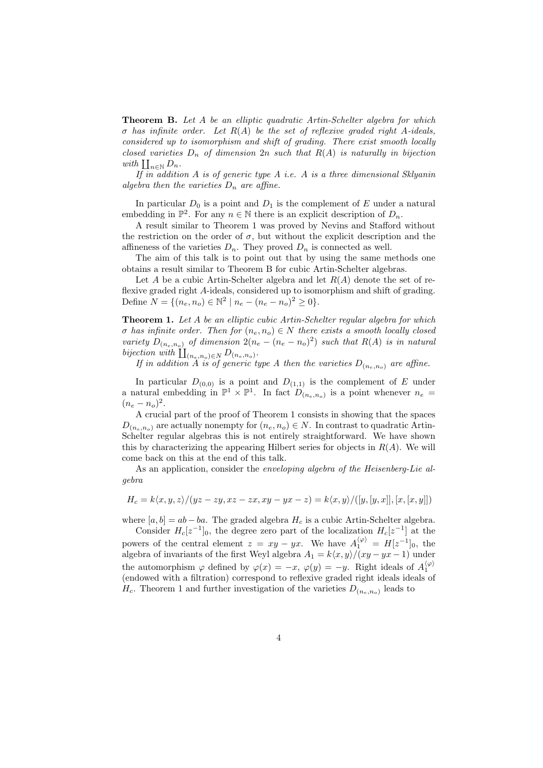**Theorem B.** *Let $A$ be an elliptic quadratic Artin-Schelter algebra for which $\sigma$ has infinite order. Let $R(A)$ be the set of reflexive graded right $A$-ideals, considered up to isomorphism and shift of grading. There exist smooth locally closed varieties $D_n$ of dimension $2n$ such that $R(A)$ is naturally in bijection with $\coprod_{n \in \mathbb{N}} D_n$.*

*If in addition $A$ is of generic type A i.e. $A$ is a three dimensional Sklyanin algebra then the varieties $D_n$ are affine.*

In particular $D_0$ is a point and $D_1$ is the complement of $E$ under a natural embedding in $\mathbb{P}^2$. For any $n \in \mathbb{N}$ there is an explicit description of $D_n$.

A result similar to Theorem 1 was proved by Nevins and Stafford without the restriction on the order of $\sigma$, but without the explicit description and the affineness of the varieties $D_n$. They proved $D_n$ is connected as well.

The aim of this talk is to point out that by using the same methods one obtains a result similar to Theorem B for cubic Artin-Schelter algebras.

Let $A$ be a cubic Artin-Schelter algebra and let $R(A)$ denote the set of reflexive graded right $A$-ideals, considered up to isomorphism and shift of grading. Define $N = \{(n_e, n_o) \in \mathbb{N}^2 \mid n_e - (n_e - n_o)^2 \geq 0\}$.

**Theorem 1.** *Let $A$ be an elliptic cubic Artin-Schelter regular algebra for which $\sigma$ has infinite order. Then for $(n_e, n_o) \in N$ there exists a smooth locally closed variety $D_{(n_e,n_o)}$ of dimension $2(n_e - (n_e - n_o)^2)$ such that $R(A)$ is in natural bijection with $\coprod_{(n_e,n_o) \in N} D_{(n_e,n_o)}$.*

*If in addition $A$ is of generic type A then the varieties $D_{(n_e,n_o)}$ are affine.*

In particular $D_{(0,0)}$ is a point and $D_{(1,1)}$ is the complement of $E$ under a natural embedding in $\mathbb{P}^1 \times \mathbb{P}^1$. In fact $D_{(n_e,n_o)}$ is a point whenever $n_e = (n_e - n_o)^2$.

A crucial part of the proof of Theorem 1 consists in showing that the spaces $D_{(n_e,n_o)}$ are actually nonempty for $(n_e, n_o) \in N$. In contrast to quadratic Artin-Schelter regular algebras this is not entirely straightforward. We have shown this by characterizing the appearing Hilbert series for objects in $R(A)$. We will come back on this at the end of this talk.

As an application, consider the *enveloping algebra of the Heisenberg-Lie algebra*

$$H_c = k\langle x, y, z\rangle/(yz - zy, xz - zx, xy - yx - z) = k\langle x, y\rangle/([y, [y, x]], [x, [x, y]])$$

where $[a, b] = ab - ba$. The graded algebra $H_c$ is a cubic Artin-Schelter algebra.

Consider $H_c[z^{-1}]_0$, the degree zero part of the localization $H_c[z^{-1}]$ at the powers of the central element $z = xy - yx$. We have $A_1^{\langle\varphi\rangle} = H[z^{-1}]_0$, the algebra of invariants of the first Weyl algebra $A_1 = k\langle x, y\rangle/(xy - yx - 1)$ under the automorphism $\varphi$ defined by $\varphi(x) = -x$, $\varphi(y) = -y$. Right ideals of $A_1^{\langle\varphi\rangle}$ (endowed with a filtration) correspond to reflexive graded right ideals ideals of $H_c$. Theorem 1 and further investigation of the varieties $D_{(n_e,n_o)}$ leads to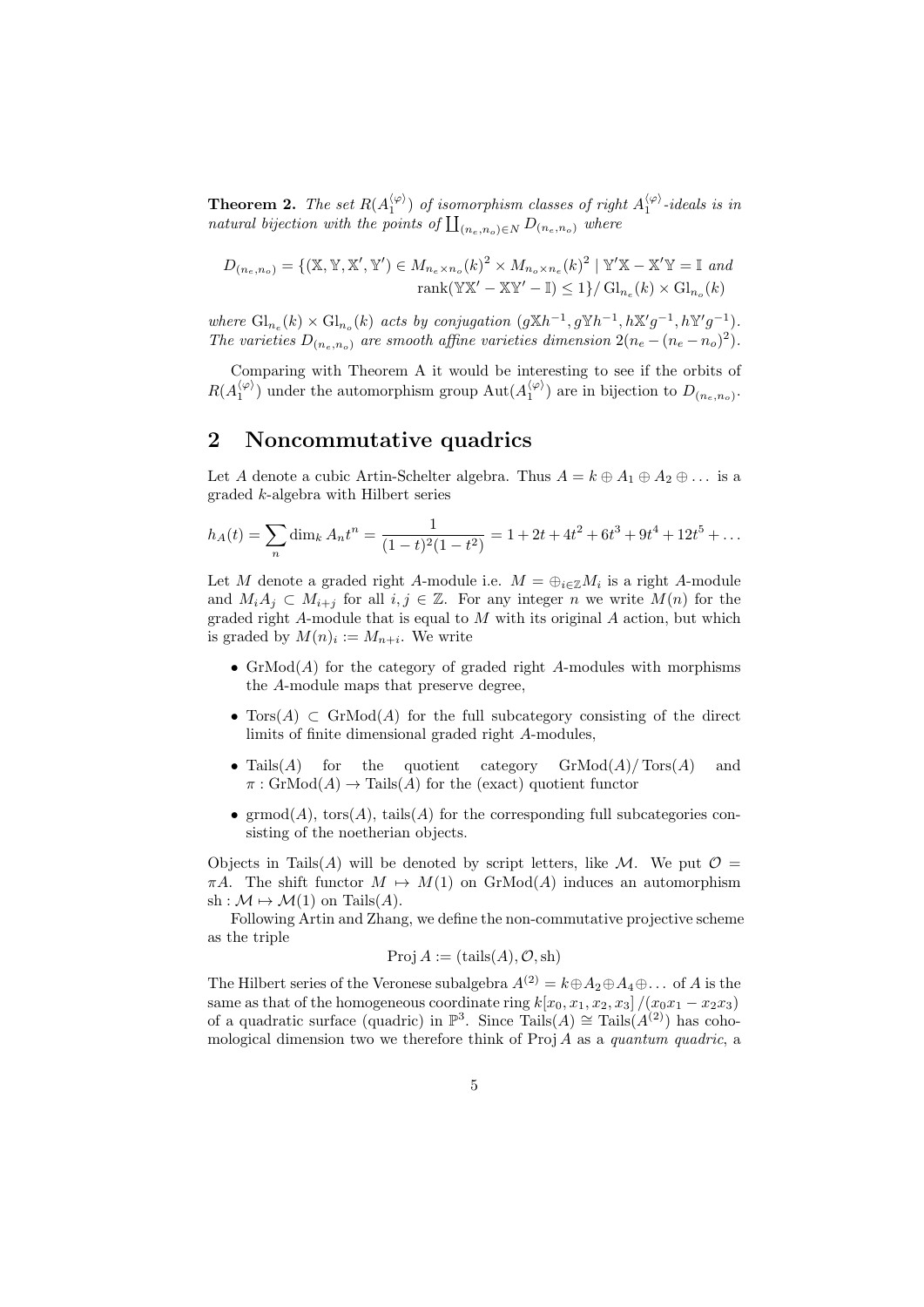**Theorem 2.** *The set $R(A_1^{\langle\varphi\rangle})$ of isomorphism classes of right $A_1^{\langle\varphi\rangle}$-ideals is in natural bijection with the points of $\coprod_{(n_e,n_o)\in N} D_{(n_e,n_o)}$ where*

$$D_{(n_e,n_o)} = \{(\mathbb{X},\mathbb{Y},\mathbb{X}',\mathbb{Y}') \in M_{n_e\times n_o}(k)^2 \times M_{n_o\times n_e}(k)^2 \mid \mathbb{Y}'\mathbb{X} - \mathbb{X}'\mathbb{Y} = \mathbb{I} \text{ and } \operatorname{rank}(\mathbb{Y}\mathbb{X}' - \mathbb{X}\mathbb{Y}' - \mathbb{I}) \leq 1\} / \operatorname{Gl}_{n_e}(k) \times \operatorname{Gl}_{n_o}(k)$$

*where $\operatorname{Gl}_{n_e}(k) \times \operatorname{Gl}_{n_o}(k)$ acts by conjugation $(g\mathbb{X}h^{-1}, g\mathbb{Y}h^{-1}, h\mathbb{X}'g^{-1}, h\mathbb{Y}'g^{-1})$. The varieties $D_{(n_e,n_o)}$ are smooth affine varieties dimension $2(n_e - (n_e - n_o)^2)$.*

Comparing with Theorem A it would be interesting to see if the orbits of $R(A_1^{\langle\varphi\rangle})$ under the automorphism group $\operatorname{Aut}(A_1^{\langle\varphi\rangle})$ are in bijection to $D_{(n_e,n_o)}$.

## 2 Noncommutative quadrics

Let $A$ denote a cubic Artin-Schelter algebra. Thus $A = k \oplus A_1 \oplus A_2 \oplus \ldots$ is a graded $k$-algebra with Hilbert series

$$h_A(t) = \sum_n \dim_k A_n t^n = \frac{1}{(1-t)^2(1-t^2)} = 1 + 2t + 4t^2 + 6t^3 + 9t^4 + 12t^5 + \ldots$$

Let $M$ denote a graded right $A$-module i.e. $M = \oplus_{i\in\mathbb{Z}} M_i$ is a right $A$-module and $M_i A_j \subset M_{i+j}$ for all $i,j \in \mathbb{Z}$. For any integer $n$ we write $M(n)$ for the graded right $A$-module that is equal to $M$ with its original $A$ action, but which is graded by $M(n)_i := M_{n+i}$. We write

- $\operatorname{GrMod}(A)$ for the category of graded right $A$-modules with morphisms the $A$-module maps that preserve degree,
- $\operatorname{Tors}(A) \subset \operatorname{GrMod}(A)$ for the full subcategory consisting of the direct limits of finite dimensional graded right $A$-modules,
- $\operatorname{Tails}(A)$ for the quotient category $\operatorname{GrMod}(A)/\operatorname{Tors}(A)$ and $\pi : \operatorname{GrMod}(A) \to \operatorname{Tails}(A)$ for the (exact) quotient functor
- $\operatorname{grmod}(A)$, $\operatorname{tors}(A)$, $\operatorname{tails}(A)$ for the corresponding full subcategories consisting of the noetherian objects.

Objects in $\operatorname{Tails}(A)$ will be denoted by script letters, like $\mathcal{M}$. We put $\mathcal{O} = \pi A$. The shift functor $M \mapsto M(1)$ on $\operatorname{GrMod}(A)$ induces an automorphism $\operatorname{sh} : \mathcal{M} \mapsto \mathcal{M}(1)$ on $\operatorname{Tails}(A)$.

Following Artin and Zhang, we define the non-commutative projective scheme as the triple

$$\operatorname{Proj} A := (\operatorname{tails}(A), \mathcal{O}, \operatorname{sh})$$

The Hilbert series of the Veronese subalgebra $A^{(2)} = k \oplus A_2 \oplus A_4 \oplus \ldots$ of $A$ is the same as that of the homogeneous coordinate ring $k[x_0,x_1,x_2,x_3]/(x_0x_1 - x_2x_3)$ of a quadratic surface (quadric) in $\mathbb{P}^3$. Since $\operatorname{Tails}(A) \cong \operatorname{Tails}(A^{(2)})$ has cohomological dimension two we therefore think of $\operatorname{Proj} A$ as a *quantum quadric*, a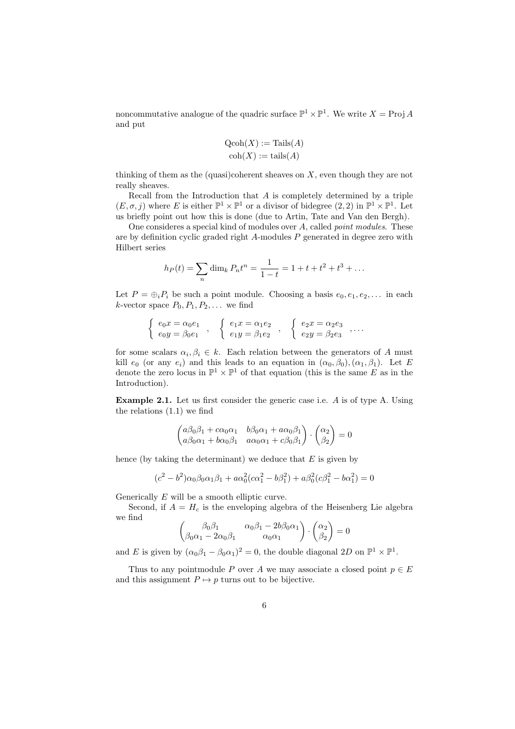noncommutative analogue of the quadric surface $\mathbb{P}^1 \times \mathbb{P}^1$. We write $X = \operatorname{Proj} A$ and put

$$\operatorname{Qcoh}(X) := \operatorname{Tails}(A)$$
$$\operatorname{coh}(X) := \operatorname{tails}(A)$$

thinking of them as the (quasi)coherent sheaves on $X$, even though they are not really sheaves.

Recall from the Introduction that $A$ is completely determined by a triple $(E, \sigma, j)$ where $E$ is either $\mathbb{P}^1 \times \mathbb{P}^1$ or a divisor of bidegree $(2, 2)$ in $\mathbb{P}^1 \times \mathbb{P}^1$. Let us briefly point out how this is done (due to Artin, Tate and Van den Bergh).

One consideres a special kind of modules over $A$, called *point modules*. These are by definition cyclic graded right $A$-modules $P$ generated in degree zero with Hilbert series

$$h_P(t) = \sum_n \dim_k P_n t^n = \frac{1}{1-t} = 1 + t + t^2 + t^3 + \ldots$$

Let $P = \oplus_i P_i$ be such a point module. Choosing a basis $e_0, e_1, e_2, \ldots$ in each $k$-vector space $P_0, P_1, P_2, \ldots$ we find

$$\left\{ \begin{array}{l} e_0 x = \alpha_0 e_1 \\ e_0 y = \beta_0 e_1 \end{array} \right. , \quad \left\{ \begin{array}{l} e_1 x = \alpha_1 e_2 \\ e_1 y = \beta_1 e_2 \end{array} \right. , \quad \left\{ \begin{array}{l} e_2 x = \alpha_2 e_3 \\ e_2 y = \beta_2 e_3 \end{array} \right. , \ldots$$

for some scalars $\alpha_i, \beta_i \in k$. Each relation between the generators of $A$ must kill $e_0$ (or any $e_i$) and this leads to an equation in $(\alpha_0, \beta_0), (\alpha_1, \beta_1)$. Let $E$ denote the zero locus in $\mathbb{P}^1 \times \mathbb{P}^1$ of that equation (this is the same $E$ as in the Introduction).

**Example 2.1.** Let us first consider the generic case i.e. $A$ is of type A. Using the relations (1.1) we find

$$\begin{pmatrix} a\beta_0\beta_1 + c\alpha_0\alpha_1 & b\beta_0\alpha_1 + a\alpha_0\beta_1 \\ a\beta_0\alpha_1 + b\alpha_0\beta_1 & a\alpha_0\alpha_1 + c\beta_0\beta_1 \end{pmatrix} \cdot \begin{pmatrix} \alpha_2 \\ \beta_2 \end{pmatrix} = 0$$

hence (by taking the determinant) we deduce that $E$ is given by

$$(c^2 - b^2)\alpha_0\beta_0\alpha_1\beta_1 + a\alpha_0^2(c\alpha_1^2 - b\beta_1^2) + a\beta_0^2(c\beta_1^2 - b\alpha_1^2) = 0$$

Generically $E$ will be a smooth elliptic curve.

Second, if $A = H_c$ is the enveloping algebra of the Heisenberg Lie algebra we find

$$\begin{pmatrix} \beta_0\beta_1 & \alpha_0\beta_1 - 2b\beta_0\alpha_1 \\ \beta_0\alpha_1 - 2\alpha_0\beta_1 & \alpha_0\alpha_1 \end{pmatrix} \cdot \begin{pmatrix} \alpha_2 \\ \beta_2 \end{pmatrix} = 0$$

and $E$ is given by $(\alpha_0\beta_1 - \beta_0\alpha_1)^2 = 0$, the double diagonal $2D$ on $\mathbb{P}^1 \times \mathbb{P}^1$.

Thus to any pointmodule $P$ over $A$ we may associate a closed point $p \in E$ and this assignment $P \mapsto p$ turns out to be bijective.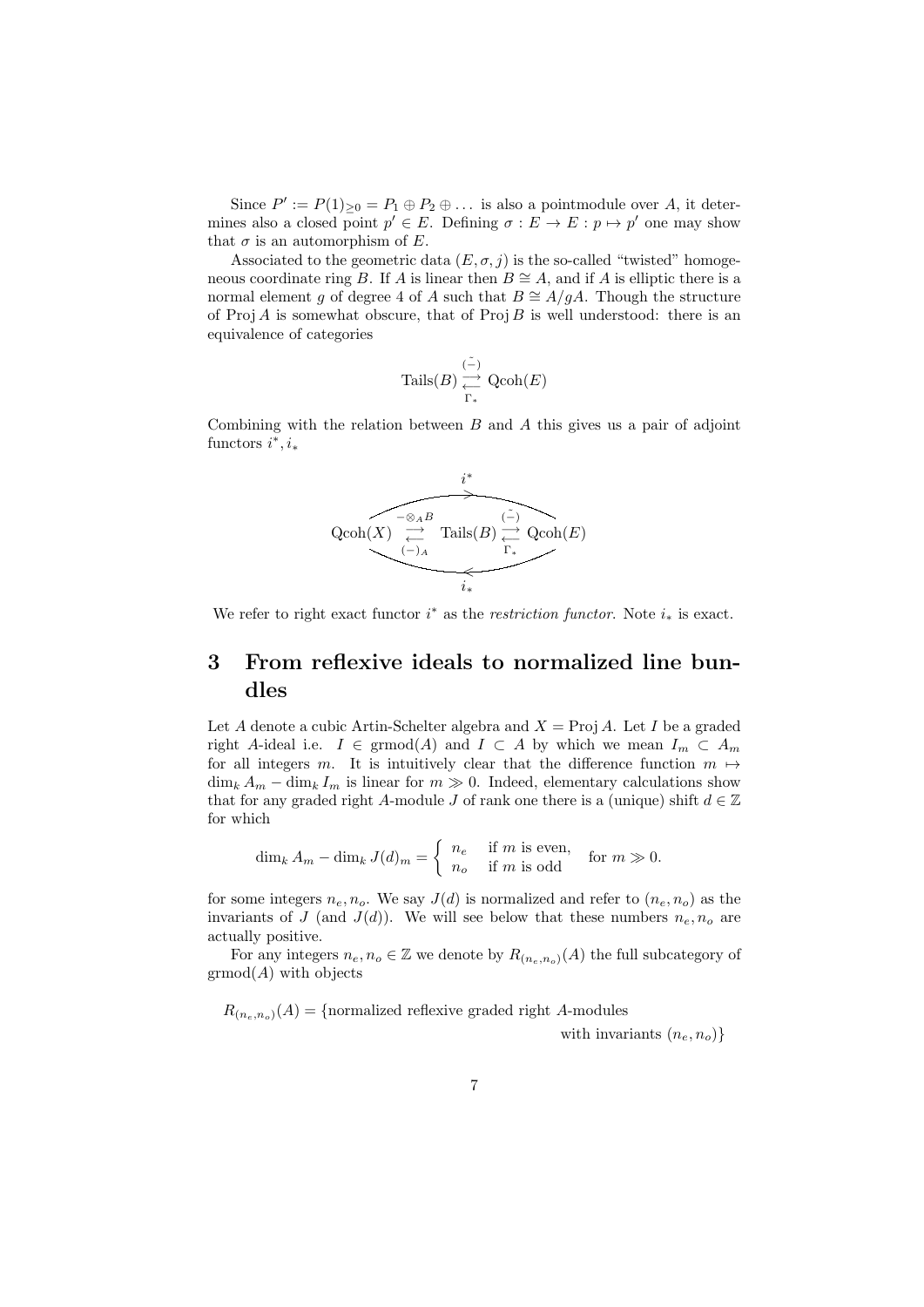Since $P' := P(1)_{\geq 0} = P_1 \oplus P_2 \oplus \dots$ is also a pointmodule over $A$, it determines also a closed point $p' \in E$. Defining $\sigma : E \to E : p \mapsto p'$ one may show that $\sigma$ is an automorphism of $E$.

Associated to the geometric data $(E, \sigma, j)$ is the so-called "twisted" homogeneous coordinate ring $B$. If $A$ is linear then $B \cong A$, and if $A$ is elliptic there is a normal element $g$ of degree 4 of $A$ such that $B \cong A/gA$. Though the structure of $\operatorname{Proj} A$ is somewhat obscure, that of $\operatorname{Proj} B$ is well understood: there is an equivalence of categories

$$\operatorname{Tails}(B) \underset{\Gamma_*}{\overset{\tilde{(-)}}{\rightleftarrows}} \operatorname{Qcoh}(E)$$

Combining with the relation between $B$ and $A$ this gives us a pair of adjoint functors $i^*, i_*$

$$\operatorname{Qcoh}(X) \underset{(-)_A}{\overset{-\otimes_A B}{\rightleftarrows}} \operatorname{Tails}(B) \underset{\Gamma_*}{\overset{\tilde{(-)}}{\rightleftarrows}} \operatorname{Qcoh}(E)$$

(with the composite $\operatorname{Qcoh}(X) \to \operatorname{Qcoh}(E)$ denoted $i^*$ and the composite $\operatorname{Qcoh}(E) \to \operatorname{Qcoh}(X)$ denoted $i_*$)

We refer to right exact functor $i^*$ as the *restriction functor*. Note $i_*$ is exact.

# 3 From reflexive ideals to normalized line bundles

Let $A$ denote a cubic Artin-Schelter algebra and $X = \operatorname{Proj} A$. Let $I$ be a graded right $A$-ideal i.e. $I \in \operatorname{grmod}(A)$ and $I \subset A$ by which we mean $I_m \subset A_m$ for all integers $m$. It is intuitively clear that the difference function $m \mapsto \dim_k A_m - \dim_k I_m$ is linear for $m \gg 0$. Indeed, elementary calculations show that for any graded right $A$-module $J$ of rank one there is a (unique) shift $d \in \mathbb{Z}$ for which

$$\dim_k A_m - \dim_k J(d)_m = \begin{cases} n_e & \text{if } m \text{ is even,} \\ n_o & \text{if } m \text{ is odd} \end{cases} \quad \text{for } m \gg 0.$$

for some integers $n_e, n_o$. We say $J(d)$ is normalized and refer to $(n_e, n_o)$ as the invariants of $J$ (and $J(d)$). We will see below that these numbers $n_e, n_o$ are actually positive.

For any integers $n_e, n_o \in \mathbb{Z}$ we denote by $R_{(n_e,n_o)}(A)$ the full subcategory of $\operatorname{grmod}(A)$ with objects

$$R_{(n_e,n_o)}(A) = \{\text{normalized reflexive graded right } A\text{-modules with invariants } (n_e, n_o)\}$$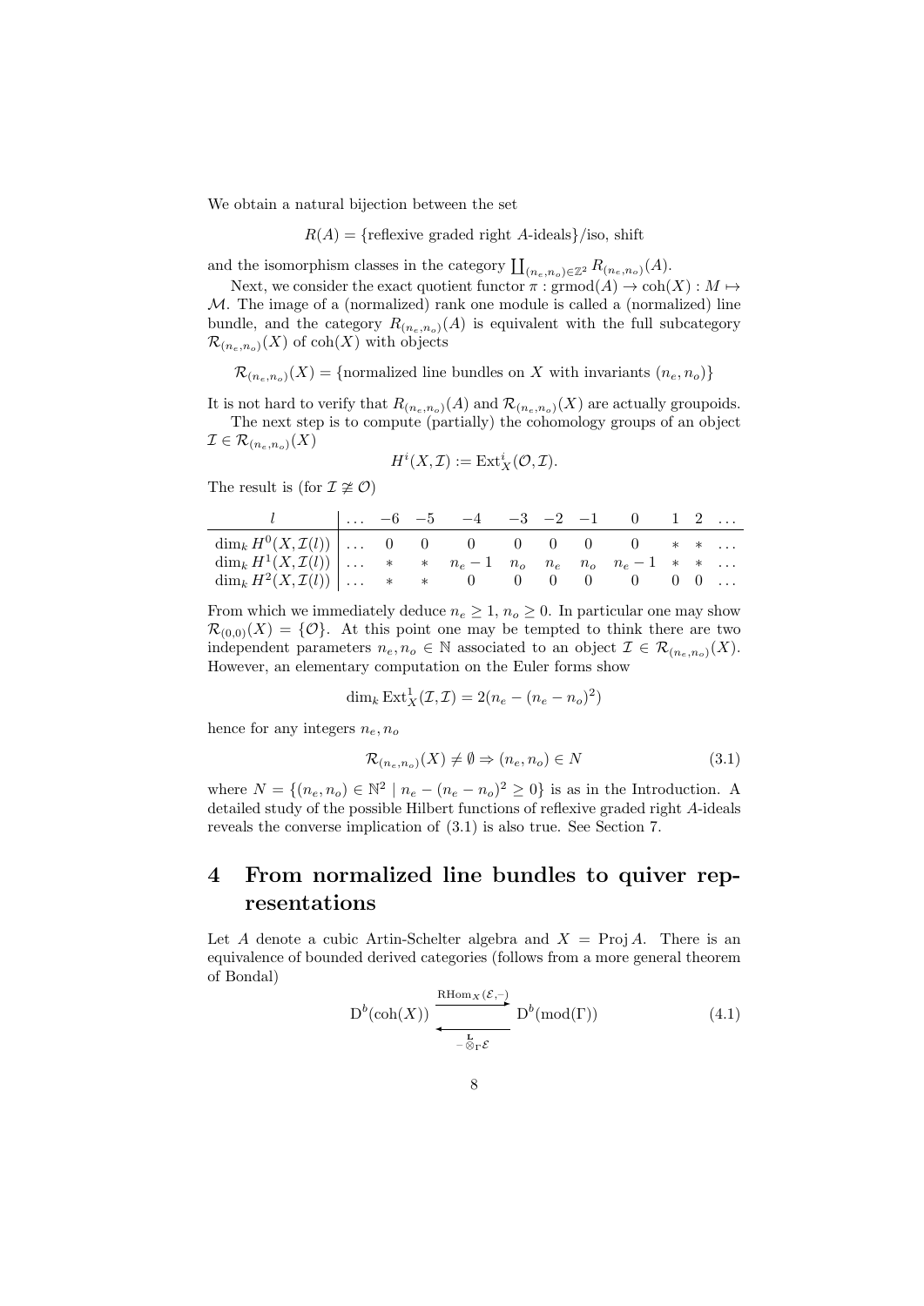We obtain a natural bijection between the set

$$R(A) = \{\text{reflexive graded right } A\text{-ideals}\}/\text{iso, shift}$$

and the isomorphism classes in the category $\coprod_{(n_e,n_o)\in\mathbb{Z}^2} R_{(n_e,n_o)}(A)$.

Next, we consider the exact quotient functor $\pi : \text{grmod}(A) \to \text{coh}(X) : M \mapsto \mathcal{M}$. The image of a (normalized) rank one module is called a (normalized) line bundle, and the category $R_{(n_e,n_o)}(A)$ is equivalent with the full subcategory $\mathcal{R}_{(n_e,n_o)}(X)$ of $\text{coh}(X)$ with objects

$$\mathcal{R}_{(n_e,n_o)}(X) = \{\text{normalized line bundles on } X \text{ with invariants } (n_e, n_o)\}$$

It is not hard to verify that $R_{(n_e,n_o)}(A)$ and $\mathcal{R}_{(n_e,n_o)}(X)$ are actually groupoids.

The next step is to compute (partially) the cohomology groups of an object $\mathcal{I} \in \mathcal{R}_{(n_e,n_o)}(X)$

$$H^i(X, \mathcal{I}) := \text{Ext}^i_X(\mathcal{O}, \mathcal{I}).$$

The result is (for $\mathcal{I} \not\cong \mathcal{O}$)

| $l$ | $\dots$ | $-6$ | $-5$ | $-4$ | $-3$ | $-2$ | $-1$ | $0$ | $1$ | $2$ | $\dots$ |
|---|---|---|---|---|---|---|---|---|---|---|---|
| $\dim_k H^0(X, \mathcal{I}(l))$ | $\dots$ | $0$ | $0$ | $0$ | $0$ | $0$ | $0$ | $0$ | $*$ | $*$ | $\dots$ |
| $\dim_k H^1(X, \mathcal{I}(l))$ | $\dots$ | $*$ | $*$ | $n_e - 1$ | $n_o$ | $n_e$ | $n_o$ | $n_e - 1$ | $*$ | $*$ | $\dots$ |
| $\dim_k H^2(X, \mathcal{I}(l))$ | $\dots$ | $*$ | $*$ | $0$ | $0$ | $0$ | $0$ | $0$ | $0$ | $0$ | $\dots$ |

From which we immediately deduce $n_e \geq 1$, $n_o \geq 0$. In particular one may show $\mathcal{R}_{(0,0)}(X) = \{\mathcal{O}\}$. At this point one may be tempted to think there are two independent parameters $n_e, n_o \in \mathbb{N}$ associated to an object $\mathcal{I} \in \mathcal{R}_{(n_e,n_o)}(X)$. However, an elementary computation on the Euler forms show

$$\dim_k \text{Ext}^1_X(\mathcal{I}, \mathcal{I}) = 2(n_e - (n_e - n_o)^2)$$

hence for any integers $n_e, n_o$

$$\mathcal{R}_{(n_e,n_o)}(X) \neq \emptyset \Rightarrow (n_e, n_o) \in N \tag{3.1}$$

where $N = \{(n_e, n_o) \in \mathbb{N}^2 \mid n_e - (n_e - n_o)^2 \geq 0\}$ is as in the Introduction. A detailed study of the possible Hilbert functions of reflexive graded right $A$-ideals reveals the converse implication of (3.1) is also true. See Section 7.

# 4 From normalized line bundles to quiver representations

Let $A$ denote a cubic Artin-Schelter algebra and $X = \text{Proj}\, A$. There is an equivalence of bounded derived categories (follows from a more general theorem of Bondal)

$$\text{D}^b(\text{coh}(X)) \underset{-\overset{\mathbf{L}}{\otimes}_\Gamma \mathcal{E}}{\overset{\text{RHom}_X(\mathcal{E},-)}{\rightleftarrows}} \text{D}^b(\text{mod}(\Gamma)) \tag{4.1}$$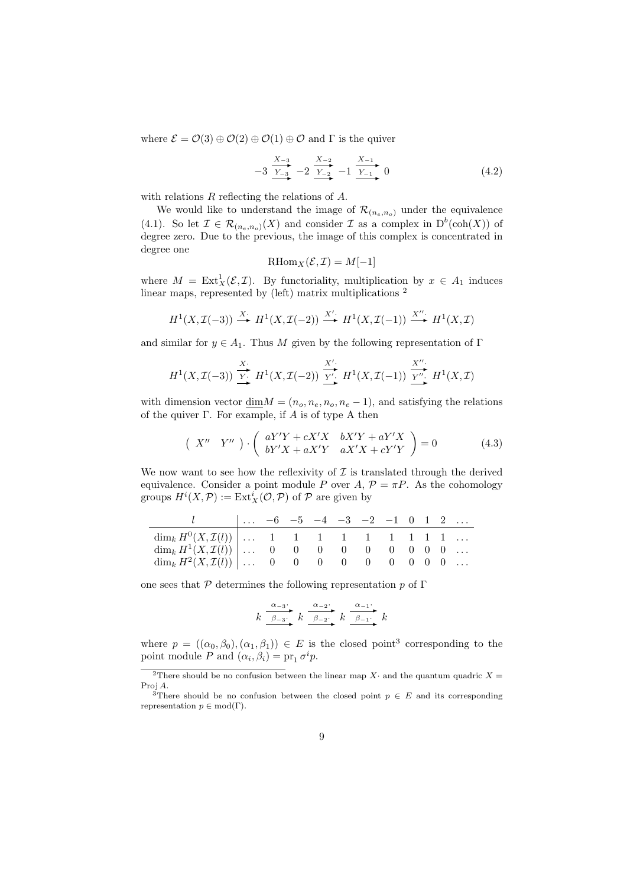where $\mathcal{E} = \mathcal{O}(3) \oplus \mathcal{O}(2) \oplus \mathcal{O}(1) \oplus \mathcal{O}$ and $\Gamma$ is the quiver

$$-3 \underset{Y_{-3}}{\overset{X_{-3}}{\rightrightarrows}} -2 \underset{Y_{-2}}{\overset{X_{-2}}{\rightrightarrows}} -1 \underset{Y_{-1}}{\overset{X_{-1}}{\rightrightarrows}} 0 \tag{4.2}$$

with relations $R$ reflecting the relations of $A$.

We would like to understand the image of $\mathcal{R}_{(n_e,n_o)}$ under the equivalence (4.1). So let $\mathcal{I} \in \mathcal{R}_{(n_e,n_o)}(X)$ and consider $\mathcal{I}$ as a complex in $\mathrm{D}^b(\mathrm{coh}(X))$ of degree zero. Due to the previous, the image of this complex is concentrated in degree one

$$\mathrm{RHom}_X(\mathcal{E}, \mathcal{I}) = M[-1]$$

where $M = \mathrm{Ext}^1_X(\mathcal{E}, \mathcal{I})$. By functoriality, multiplication by $x \in A_1$ induces linear maps, represented by (left) matrix multiplications [2]

$$H^1(X, \mathcal{I}(-3)) \xrightarrow{X\cdot} H^1(X, \mathcal{I}(-2)) \xrightarrow{X'\cdot} H^1(X, \mathcal{I}(-1)) \xrightarrow{X''\cdot} H^1(X, \mathcal{I})$$

and similar for $y \in A_1$. Thus $M$ given by the following representation of $\Gamma$

$$H^1(X, \mathcal{I}(-3)) \underset{Y\cdot}{\overset{X\cdot}{\rightrightarrows}} H^1(X, \mathcal{I}(-2)) \underset{Y'\cdot}{\overset{X'\cdot}{\rightrightarrows}} H^1(X, \mathcal{I}(-1)) \underset{Y''\cdot}{\overset{X''\cdot}{\rightrightarrows}} H^1(X, \mathcal{I})$$

with dimension vector $\underline{\dim} M = (n_o, n_e, n_o, n_e - 1)$, and satisfying the relations of the quiver $\Gamma$. For example, if $A$ is of type A then

$$\begin{pmatrix} X'' & Y'' \end{pmatrix} \cdot \begin{pmatrix} aY'Y + cX'X & bX'Y + aY'X \\ bY'X + aX'Y & aX'X + cY'Y \end{pmatrix} = 0 \tag{4.3}$$

We now want to see how the reflexivity of $\mathcal{I}$ is translated through the derived equivalence. Consider a point module $P$ over $A$, $\mathcal{P} = \pi P$. As the cohomology groups $H^i(X, \mathcal{P}) := \mathrm{Ext}^i_X(\mathcal{O}, \mathcal{P})$ of $\mathcal{P}$ are given by

| $l$ | $\dots$ | $-6$ | $-5$ | $-4$ | $-3$ | $-2$ | $-1$ | $0$ | $1$ | $2$ | $\dots$ |
|---|---|---|---|---|---|---|---|---|---|---|---|
| $\dim_k H^0(X, \mathcal{I}(l))$ | $\dots$ | 1 | 1 | 1 | 1 | 1 | 1 | 1 | 1 | 1 | $\dots$ |
| $\dim_k H^1(X, \mathcal{I}(l))$ | $\dots$ | 0 | 0 | 0 | 0 | 0 | 0 | 0 | 0 | 0 | $\dots$ |
| $\dim_k H^2(X, \mathcal{I}(l))$ | $\dots$ | 0 | 0 | 0 | 0 | 0 | 0 | 0 | 0 | 0 | $\dots$ |

one sees that $\mathcal{P}$ determines the following representation $p$ of $\Gamma$

$$k \underset{\beta_{-3}\cdot}{\overset{\alpha_{-3}\cdot}{\rightrightarrows}} k \underset{\beta_{-2}\cdot}{\overset{\alpha_{-2}\cdot}{\rightrightarrows}} k \underset{\beta_{-1}\cdot}{\overset{\alpha_{-1}\cdot}{\rightrightarrows}} k$$

where $p = ((\alpha_0, \beta_0), (\alpha_1, \beta_1)) \in E$ is the closed point[3] corresponding to the point module $P$ and $(\alpha_i, \beta_i) = \mathrm{pr}_1 \, \sigma^i p$.

---

[2] There should be no confusion between the linear map $X\cdot$ and the quantum quadric $X = \mathrm{Proj}\, A$.

[3] There should be no confusion between the closed point $p \in E$ and its corresponding representation $p \in \mathrm{mod}(\Gamma)$.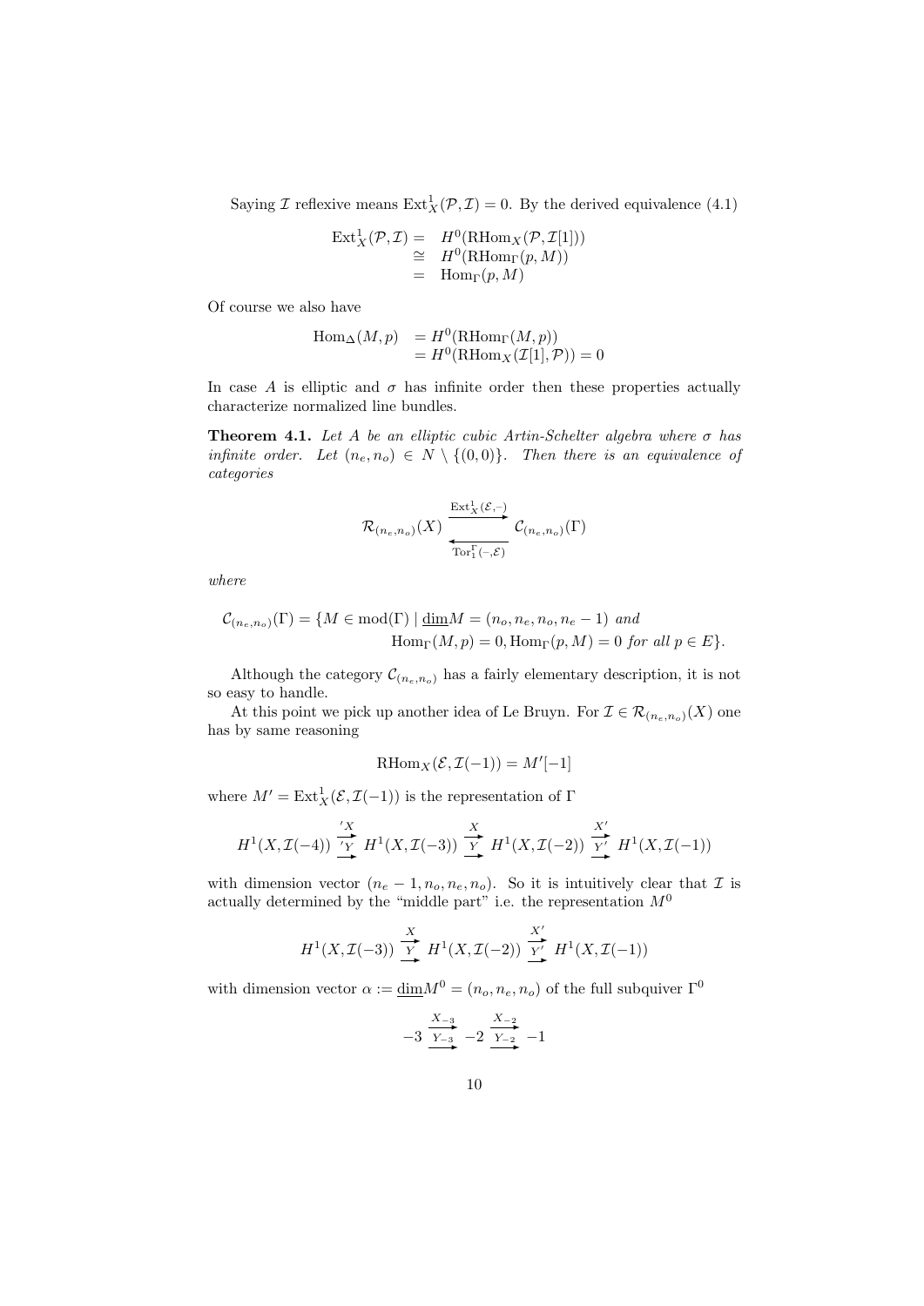Saying $\mathcal{I}$ reflexive means $\operatorname{Ext}^1_X(\mathcal{P}, \mathcal{I}) = 0$. By the derived equivalence (4.1)

$$
\begin{aligned}
\operatorname{Ext}^1_X(\mathcal{P}, \mathcal{I}) &= H^0(\operatorname{RHom}_X(\mathcal{P}, \mathcal{I}[1])) \\
&\cong H^0(\operatorname{RHom}_\Gamma(p, M)) \\
&= \operatorname{Hom}_\Gamma(p, M)
\end{aligned}
$$

Of course we also have

$$
\begin{aligned}
\operatorname{Hom}_\Delta(M, p) &= H^0(\operatorname{RHom}_\Gamma(M, p)) \\
&= H^0(\operatorname{RHom}_X(\mathcal{I}[1], \mathcal{P})) = 0
\end{aligned}
$$

In case $A$ is elliptic and $\sigma$ has infinite order then these properties actually characterize normalized line bundles.

**Theorem 4.1.** *Let $A$ be an elliptic cubic Artin-Schelter algebra where $\sigma$ has infinite order. Let $(n_e, n_o) \in N \setminus \{(0,0)\}$. Then there is an equivalence of categories*

$$
\mathcal{R}_{(n_e,n_o)}(X) \underset{\operatorname{Tor}_1^\Gamma(-,\mathcal{E})}{\overset{\operatorname{Ext}^1_X(\mathcal{E},-)}{\rightleftarrows}} \mathcal{C}_{(n_e,n_o)}(\Gamma)
$$

*where*

$$
\begin{aligned}
\mathcal{C}_{(n_e,n_o)}(\Gamma) = \{M \in \operatorname{mod}(\Gamma) \mid \underline{\dim} M = (n_o, n_e, n_o, n_e - 1) \text{ and} \\
\operatorname{Hom}_\Gamma(M, p) = 0, \operatorname{Hom}_\Gamma(p, M) = 0 \text{ for all } p \in E\}.
\end{aligned}
$$

Although the category $\mathcal{C}_{(n_e,n_o)}$ has a fairly elementary description, it is not so easy to handle.

At this point we pick up another idea of Le Bruyn. For $\mathcal{I} \in \mathcal{R}_{(n_e,n_o)}(X)$ one has by same reasoning

$$
\operatorname{RHom}_X(\mathcal{E}, \mathcal{I}(-1)) = M'[-1]
$$

where $M' = \operatorname{Ext}^1_X(\mathcal{E}, \mathcal{I}(-1))$ is the representation of $\Gamma$

$$
H^1(X, \mathcal{I}(-4)) \underset{'Y}{\overset{'X}{\rightrightarrows}} H^1(X, \mathcal{I}(-3)) \underset{Y}{\overset{X}{\rightrightarrows}} H^1(X, \mathcal{I}(-2)) \underset{Y'}{\overset{X'}{\rightrightarrows}} H^1(X, \mathcal{I}(-1))
$$

with dimension vector $(n_e - 1, n_o, n_e, n_o)$. So it is intuitively clear that $\mathcal{I}$ is actually determined by the "middle part" i.e. the representation $M^0$

$$
H^1(X, \mathcal{I}(-3)) \underset{Y}{\overset{X}{\rightrightarrows}} H^1(X, \mathcal{I}(-2)) \underset{Y'}{\overset{X'}{\rightrightarrows}} H^1(X, \mathcal{I}(-1))
$$

with dimension vector $\alpha := \underline{\dim} M^0 = (n_o, n_e, n_o)$ of the full subquiver $\Gamma^0$

$$
-3 \underset{Y_{-3}}{\overset{X_{-3}}{\rightrightarrows}} -2 \underset{Y_{-2}}{\overset{X_{-2}}{\rightrightarrows}} -1
$$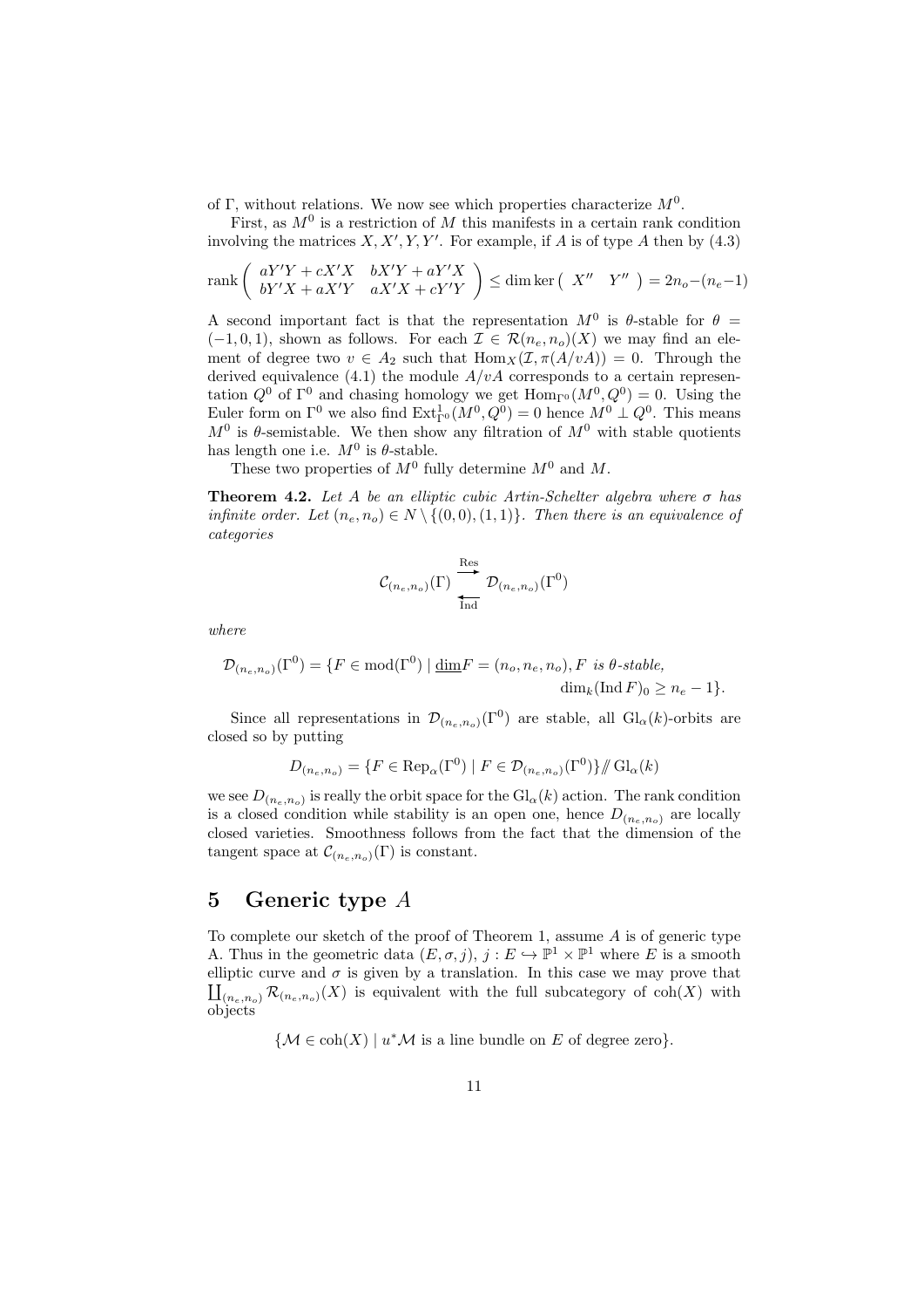of $\Gamma$, without relations. We now see which properties characterize $M^0$.

First, as $M^0$ is a restriction of $M$ this manifests in a certain rank condition involving the matrices $X, X', Y, Y'$. For example, if $A$ is of type $A$ then by (4.3)

$$\operatorname{rank}\begin{pmatrix} aY'Y + cX'X & bX'Y + aY'X \\ bY'X + aX'Y & aX'X + cY'Y \end{pmatrix} \leq \dim\ker\begin{pmatrix} X'' & Y'' \end{pmatrix} = 2n_o - (n_e - 1)$$

A second important fact is that the representation $M^0$ is $\theta$-stable for $\theta = (-1, 0, 1)$, shown as follows. For each $\mathcal{I} \in \mathcal{R}(n_e, n_o)(X)$ we may find an element of degree two $v \in A_2$ such that $\operatorname{Hom}_X(\mathcal{I}, \pi(A/vA)) = 0$. Through the derived equivalence (4.1) the module $A/vA$ corresponds to a certain representation $Q^0$ of $\Gamma^0$ and chasing homology we get $\operatorname{Hom}_{\Gamma^0}(M^0, Q^0) = 0$. Using the Euler form on $\Gamma^0$ we also find $\operatorname{Ext}^1_{\Gamma^0}(M^0, Q^0) = 0$ hence $M^0 \perp Q^0$. This means $M^0$ is $\theta$-semistable. We then show any filtration of $M^0$ with stable quotients has length one i.e. $M^0$ is $\theta$-stable.

These two properties of $M^0$ fully determine $M^0$ and $M$.

**Theorem 4.2.** *Let $A$ be an elliptic cubic Artin-Schelter algebra where $\sigma$ has infinite order. Let $(n_e, n_o) \in N \setminus \{(0,0), (1,1)\}$. Then there is an equivalence of categories*

$$\mathcal{C}_{(n_e,n_o)}(\Gamma) \underset{\text{Ind}}{\overset{\text{Res}}{\rightleftarrows}} \mathcal{D}_{(n_e,n_o)}(\Gamma^0)$$

*where*

$$\mathcal{D}_{(n_e,n_o)}(\Gamma^0) = \{F \in \operatorname{mod}(\Gamma^0) \mid \underline{\dim} F = (n_o, n_e, n_o), F \text{ is } \theta\text{-stable}, \\ \dim_k(\operatorname{Ind} F)_0 \geq n_e - 1\}.$$

Since all representations in $\mathcal{D}_{(n_e,n_o)}(\Gamma^0)$ are stable, all $\operatorname{Gl}_\alpha(k)$-orbits are closed so by putting

$$D_{(n_e,n_o)} = \{F \in \operatorname{Rep}_\alpha(\Gamma^0) \mid F \in \mathcal{D}_{(n_e,n_o)}(\Gamma^0)\} /\!\!/ \operatorname{Gl}_\alpha(k)$$

we see $D_{(n_e,n_o)}$ is really the orbit space for the $\operatorname{Gl}_\alpha(k)$ action. The rank condition is a closed condition while stability is an open one, hence $D_{(n_e,n_o)}$ are locally closed varieties. Smoothness follows from the fact that the dimension of the tangent space at $\mathcal{C}_{(n_e,n_o)}(\Gamma)$ is constant.

# 5 Generic type $A$

To complete our sketch of the proof of Theorem 1, assume $A$ is of generic type A. Thus in the geometric data $(E, \sigma, j)$, $j : E \hookrightarrow \mathbb{P}^1 \times \mathbb{P}^1$ where $E$ is a smooth elliptic curve and $\sigma$ is given by a translation. In this case we may prove that $\coprod_{(n_e,n_o)} \mathcal{R}_{(n_e,n_o)}(X)$ is equivalent with the full subcategory of $\operatorname{coh}(X)$ with objects

$$\{\mathcal{M} \in \operatorname{coh}(X) \mid u^*\mathcal{M} \text{ is a line bundle on } E \text{ of degree zero}\}.$$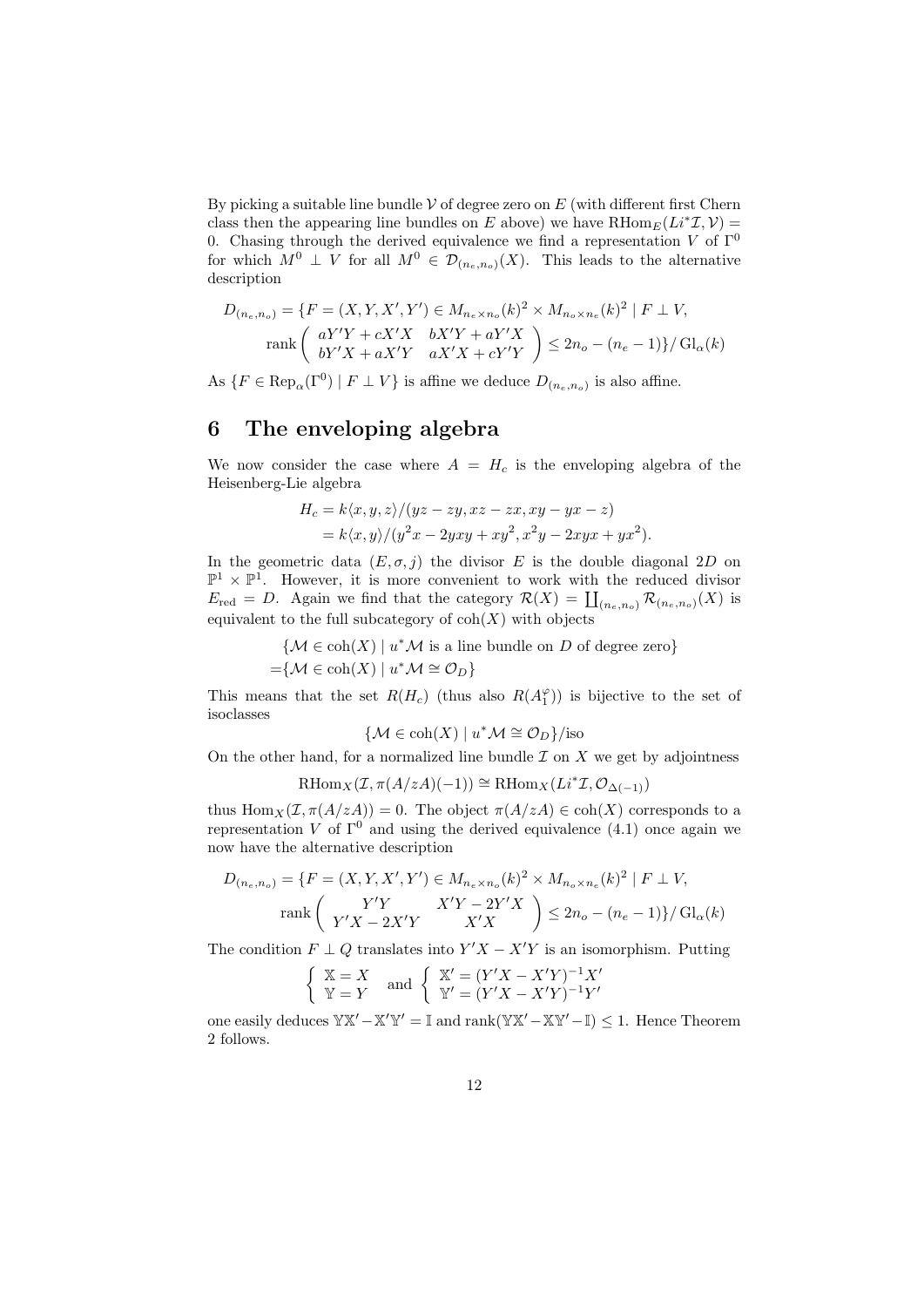By picking a suitable line bundle $\mathcal{V}$ of degree zero on $E$ (with different first Chern class then the appearing line bundles on $E$ above) we have $\mathrm{RHom}_E(Li^*\mathcal{I}, \mathcal{V}) = 0$. Chasing through the derived equivalence we find a representation $V$ of $\Gamma^0$ for which $M^0 \perp V$ for all $M^0 \in \mathcal{D}_{(n_e,n_o)}(X)$. This leads to the alternative description

$$
\begin{aligned}
D_{(n_e,n_o)} = \{F = (X, Y, X', Y') \in M_{n_e \times n_o}(k)^2 \times M_{n_o \times n_e}(k)^2 \mid F \perp V, \\
\mathrm{rank} \begin{pmatrix} aY'Y + cX'X & bX'Y + aY'X \\ bY'X + aX'Y & aX'X + cY'Y \end{pmatrix} \leq 2n_o - (n_e - 1)\} / \mathrm{Gl}_\alpha(k)
\end{aligned}
$$

As $\{F \in \mathrm{Rep}_\alpha(\Gamma^0) \mid F \perp V\}$ is affine we deduce $D_{(n_e,n_o)}$ is also affine.

# 6 The enveloping algebra

We now consider the case where $A = H_c$ is the enveloping algebra of the Heisenberg-Lie algebra

$$
\begin{aligned}
H_c &= k\langle x, y, z\rangle/(yz - zy, xz - zx, xy - yx - z) \\
&= k\langle x, y\rangle/(y^2x - 2yxy + xy^2, x^2y - 2xyx + yx^2).
\end{aligned}
$$

In the geometric data $(E, \sigma, j)$ the divisor $E$ is the double diagonal $2D$ on $\mathbb{P}^1 \times \mathbb{P}^1$. However, it is more convenient to work with the reduced divisor $E_{\mathrm{red}} = D$. Again we find that the category $\mathcal{R}(X) = \coprod_{(n_e,n_o)} \mathcal{R}_{(n_e,n_o)}(X)$ is equivalent to the full subcategory of $\mathrm{coh}(X)$ with objects

$$
\begin{aligned}
&\{\mathcal{M} \in \mathrm{coh}(X) \mid u^*\mathcal{M} \text{ is a line bundle on } D \text{ of degree zero}\} \\
=&\{\mathcal{M} \in \mathrm{coh}(X) \mid u^*\mathcal{M} \cong \mathcal{O}_D\}
\end{aligned}
$$

This means that the set $R(H_c)$ (thus also $R(A_1^\varphi)$) is bijective to the set of isoclasses

$$\{\mathcal{M} \in \mathrm{coh}(X) \mid u^*\mathcal{M} \cong \mathcal{O}_D\}/\mathrm{iso}$$

On the other hand, for a normalized line bundle $\mathcal{I}$ on $X$ we get by adjointness

$$\mathrm{RHom}_X(\mathcal{I}, \pi(A/zA)(-1)) \cong \mathrm{RHom}_X(Li^*\mathcal{I}, \mathcal{O}_{\Delta(-1)})$$

thus $\mathrm{Hom}_X(\mathcal{I}, \pi(A/zA)) = 0$. The object $\pi(A/zA) \in \mathrm{coh}(X)$ corresponds to a representation $V$ of $\Gamma^0$ and using the derived equivalence (4.1) once again we now have the alternative description

$$
\begin{aligned}
D_{(n_e,n_o)} = \{F = (X, Y, X', Y') \in M_{n_e \times n_o}(k)^2 \times M_{n_o \times n_e}(k)^2 \mid F \perp V, \\
\mathrm{rank} \begin{pmatrix} Y'Y & X'Y - 2Y'X \\ Y'X - 2X'Y & X'X \end{pmatrix} \leq 2n_o - (n_e - 1)\} / \mathrm{Gl}_\alpha(k)
\end{aligned}
$$

The condition $F \perp Q$ translates into $Y'X - X'Y$ is an isomorphism. Putting

$$
\begin{cases} \mathbb{X} = X \\ \mathbb{Y} = Y \end{cases} \quad \text{and} \quad \begin{cases} \mathbb{X}' = (Y'X - X'Y)^{-1}X' \\ \mathbb{Y}' = (Y'X - X'Y)^{-1}Y' \end{cases}
$$

one easily deduces $\mathbb{Y}\mathbb{X}' - \mathbb{X}'\mathbb{Y}' = \mathbb{I}$ and $\mathrm{rank}(\mathbb{Y}\mathbb{X}' - \mathbb{X}\mathbb{Y}' - \mathbb{I}) \leq 1$. Hence Theorem 2 follows.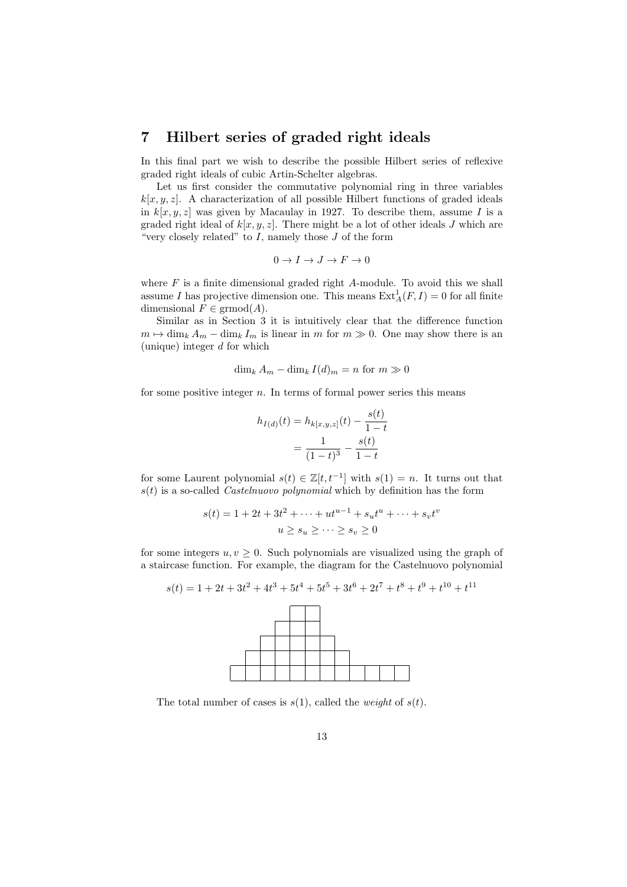## 7 Hilbert series of graded right ideals

In this final part we wish to describe the possible Hilbert series of reflexive graded right ideals of cubic Artin-Schelter algebras.

Let us first consider the commutative polynomial ring in three variables $k[x, y, z]$. A characterization of all possible Hilbert functions of graded ideals in $k[x, y, z]$ was given by Macaulay in 1927. To describe them, assume $I$ is a graded right ideal of $k[x, y, z]$. There might be a lot of other ideals $J$ which are "very closely related" to $I$, namely those $J$ of the form

$$0 \to I \to J \to F \to 0$$

where $F$ is a finite dimensional graded right $A$-module. To avoid this we shall assume $I$ has projective dimension one. This means $\operatorname{Ext}^1_A(F, I) = 0$ for all finite dimensional $F \in \operatorname{grmod}(A)$.

Similar as in Section 3 it is intuitively clear that the difference function $m \mapsto \dim_k A_m - \dim_k I_m$ is linear in $m$ for $m \gg 0$. One may show there is an (unique) integer $d$ for which

$$\dim_k A_m - \dim_k I(d)_m = n \text{ for } m \gg 0$$

for some positive integer $n$. In terms of formal power series this means

$$\begin{aligned} h_{I(d)}(t) &= h_{k[x,y,z]}(t) - \frac{s(t)}{1-t} \\ &= \frac{1}{(1-t)^3} - \frac{s(t)}{1-t} \end{aligned}$$

for some Laurent polynomial $s(t) \in \mathbb{Z}[t, t^{-1}]$ with $s(1) = n$. It turns out that $s(t)$ is a so-called *Castelnuovo polynomial* which by definition has the form

$$\begin{gathered} s(t) = 1 + 2t + 3t^2 + \cdots + ut^{u-1} + s_u t^u + \cdots + s_v t^v \\ u \geq s_u \geq \cdots \geq s_v \geq 0 \end{gathered}$$

for some integers $u, v \geq 0$. Such polynomials are visualized using the graph of a staircase function. For example, the diagram for the Castelnuovo polynomial

$$s(t) = 1 + 2t + 3t^2 + 4t^3 + 5t^4 + 5t^5 + 3t^6 + 2t^7 + t^8 + t^9 + t^{10} + t^{11}$$

The total number of cases is $s(1)$, called the *weight* of $s(t)$.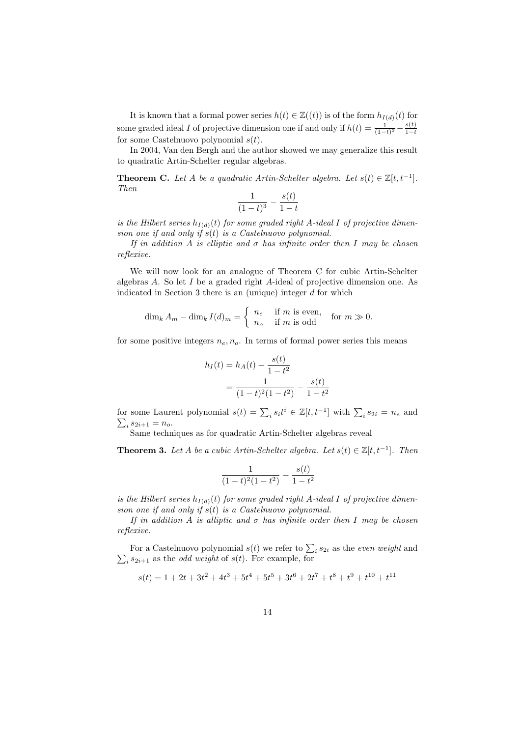It is known that a formal power series $h(t) \in \mathbb{Z}((t))$ is of the form $h_{I(d)}(t)$ for some graded ideal $I$ of projective dimension one if and only if $h(t) = \frac{1}{(1-t)^3} - \frac{s(t)}{1-t}$ for some Castelnuovo polynomial $s(t)$.

In 2004, Van den Bergh and the author showed we may generalize this result to quadratic Artin-Schelter regular algebras.

**Theorem C.** *Let $A$ be a quadratic Artin-Schelter algebra. Let $s(t) \in \mathbb{Z}[t, t^{-1}]$. Then*

$$\frac{1}{(1-t)^3} - \frac{s(t)}{1-t}$$

*is the Hilbert series $h_{I(d)}(t)$ for some graded right $A$-ideal $I$ of projective dimension one if and only if $s(t)$ is a Castelnuovo polynomial.*

*If in addition $A$ is elliptic and $\sigma$ has infinite order then $I$ may be chosen reflexive.*

We will now look for an analogue of Theorem C for cubic Artin-Schelter algebras $A$. So let $I$ be a graded right $A$-ideal of projective dimension one. As indicated in Section 3 there is an (unique) integer $d$ for which

$$\dim_k A_m - \dim_k I(d)_m = \begin{cases} n_e & \text{if } m \text{ is even,} \\ n_o & \text{if } m \text{ is odd} \end{cases} \quad \text{for } m \gg 0.$$

for some positive integers $n_e, n_o$. In terms of formal power series this means

$$\begin{aligned} h_I(t) &= h_A(t) - \frac{s(t)}{1-t^2} \\ &= \frac{1}{(1-t)^2(1-t^2)} - \frac{s(t)}{1-t^2} \end{aligned}$$

for some Laurent polynomial $s(t) = \sum_i s_i t^i \in \mathbb{Z}[t, t^{-1}]$ with $\sum_i s_{2i} = n_e$ and $\sum_i s_{2i+1} = n_o$.

Same techniques as for quadratic Artin-Schelter algebras reveal

**Theorem 3.** *Let $A$ be a cubic Artin-Schelter algebra. Let $s(t) \in \mathbb{Z}[t, t^{-1}]$. Then*

$$\frac{1}{(1-t)^2(1-t^2)} - \frac{s(t)}{1-t^2}$$

*is the Hilbert series $h_{I(d)}(t)$ for some graded right $A$-ideal $I$ of projective dimension one if and only if $s(t)$ is a Castelnuovo polynomial.*

*If in addition $A$ is alliptic and $\sigma$ has infinite order then $I$ may be chosen reflexive.*

For a Castelnuovo polynomial $s(t)$ we refer to $\sum_i s_{2i}$ as the *even weight* and $\sum_i s_{2i+1}$ as the *odd weight* of $s(t)$. For example, for

$$s(t) = 1 + 2t + 3t^2 + 4t^3 + 5t^4 + 5t^5 + 3t^6 + 2t^7 + t^8 + t^9 + t^{10} + t^{11}$$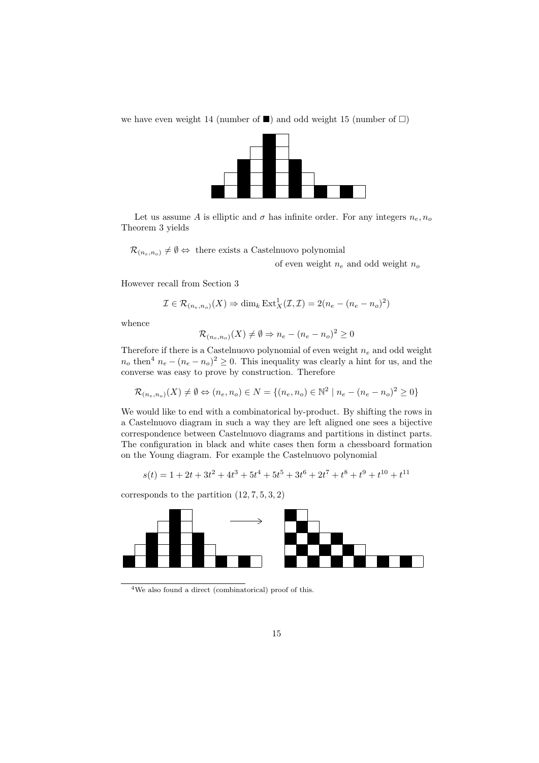we have even weight 14 (number of ■) and odd weight 15 (number of □)

Let us assume $A$ is elliptic and $\sigma$ has infinite order. For any integers $n_e, n_o$ Theorem 3 yields

$$\mathcal{R}_{(n_e,n_o)} \neq \emptyset \Leftrightarrow \text{ there exists a Castelnuovo polynomial of even weight } n_e \text{ and odd weight } n_o$$

However recall from Section 3

$$\mathcal{I} \in \mathcal{R}_{(n_e,n_o)}(X) \Rightarrow \dim_k \operatorname{Ext}^1_X(\mathcal{I},\mathcal{I}) = 2(n_e - (n_e - n_o)^2)$$

whence

$$\mathcal{R}_{(n_e,n_o)}(X) \neq \emptyset \Rightarrow n_e - (n_e - n_o)^2 \geq 0$$

Therefore if there is a Castelnuovo polynomial of even weight $n_e$ and odd weight $n_o$ then[4] $n_e - (n_e - n_o)^2 \geq 0$. This inequality was clearly a hint for us, and the converse was easy to prove by construction. Therefore

$$\mathcal{R}_{(n_e,n_o)}(X) \neq \emptyset \Leftrightarrow (n_e, n_o) \in N = \{(n_e, n_o) \in \mathbb{N}^2 \mid n_e - (n_e - n_o)^2 \geq 0\}$$

We would like to end with a combinatorical by-product. By shifting the rows in a Castelnuovo diagram in such a way they are left aligned one sees a bijective correspondence between Castelnuovo diagrams and partitions in distinct parts. The configuration in black and white cases then form a chessboard formation on the Young diagram. For example the Castelnuovo polynomial

$$s(t) = 1 + 2t + 3t^2 + 4t^3 + 5t^4 + 5t^5 + 3t^6 + 2t^7 + t^8 + t^9 + t^{10} + t^{11}$$

corresponds to the partition $(12, 7, 5, 3, 2)$

[4] We also found a direct (combinatorical) proof of this.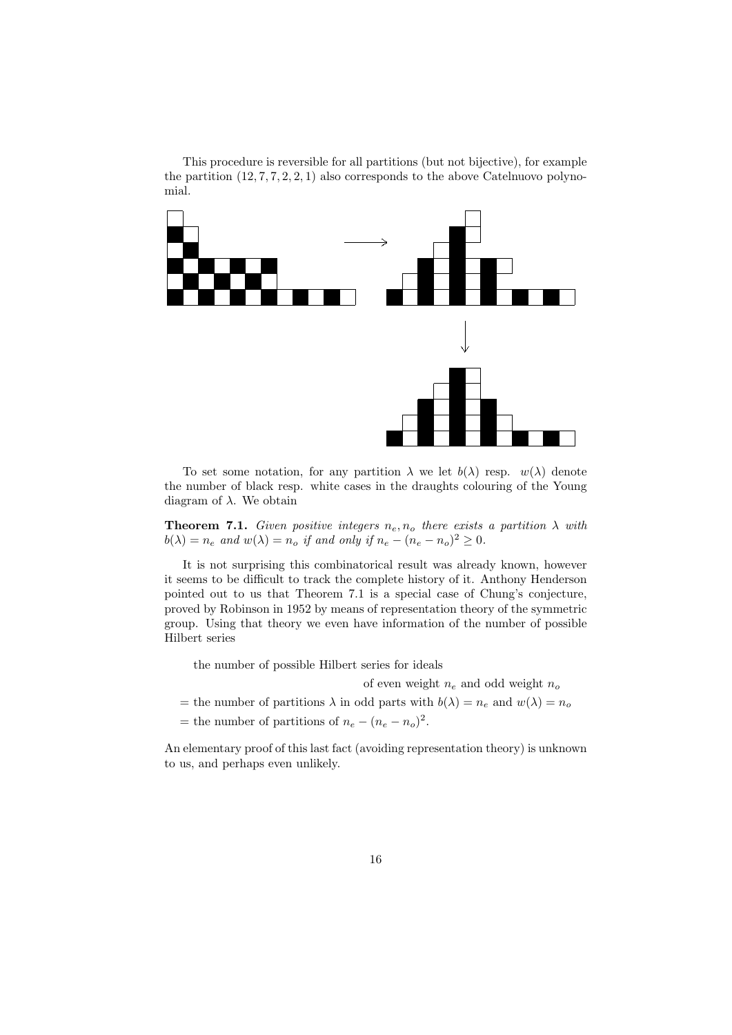This procedure is reversible for all partitions (but not bijective), for example the partition $(12, 7, 7, 2, 2, 1)$ also corresponds to the above Catelnuovo polynomial.

To set some notation, for any partition $\lambda$ we let $b(\lambda)$ resp. $w(\lambda)$ denote the number of black resp. white cases in the draughts colouring of the Young diagram of $\lambda$. We obtain

**Theorem 7.1.** *Given positive integers $n_e, n_o$ there exists a partition $\lambda$ with $b(\lambda) = n_e$ and $w(\lambda) = n_o$ if and only if $n_e - (n_e - n_o)^2 \geq 0$.*

It is not surprising this combinatorical result was already known, however it seems to be difficult to track the complete history of it. Anthony Henderson pointed out to us that Theorem 7.1 is a special case of Chung's conjecture, proved by Robinson in 1952 by means of representation theory of the symmetric group. Using that theory we even have information of the number of possible Hilbert series

$$
\begin{aligned}
&\text{the number of possible Hilbert series for ideals} \\
&\qquad\qquad\qquad\qquad\qquad\text{of even weight } n_e \text{ and odd weight } n_o \\
&= \text{the number of partitions } \lambda \text{ in odd parts with } b(\lambda) = n_e \text{ and } w(\lambda) = n_o \\
&= \text{the number of partitions of } n_e - (n_e - n_o)^2.
\end{aligned}
$$

An elementary proof of this last fact (avoiding representation theory) is unknown to us, and perhaps even unlikely.